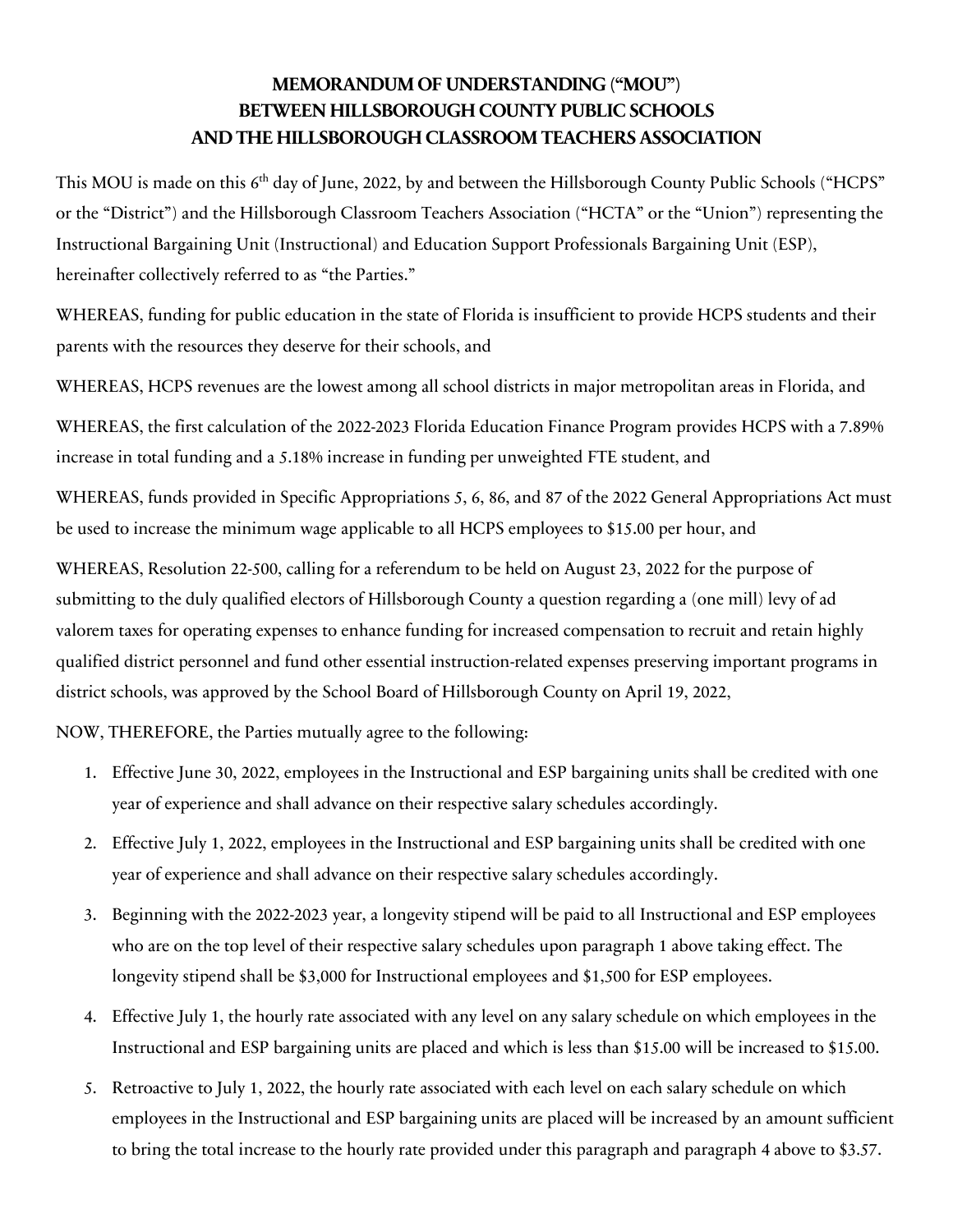# MEMORANDUM OF UNDERSTANDING ("MOU") BETWEEN HILLSBOROUGH COUNTY PUBLIC SCHOOLS AND THE HILLSBOROUGH CLASSROOM TEACHERS ASSOCIATION

This MOU is made on this 6th day of June, 2022, by and between the Hillsborough County Public Schools ("HCPS" or the "District") and the Hillsborough Classroom Teachers Association ("HCTA" or the "Union") representing the Instructional Bargaining Unit (Instructional) and Education Support Professionals Bargaining Unit (ESP), hereinafter collectively referred to as "the Parties."

WHEREAS, funding for public education in the state of Florida is insufficient to provide HCPS students and their parents with the resources they deserve for their schools, and

WHEREAS, HCPS revenues are the lowest among all school districts in major metropolitan areas in Florida, and

WHEREAS, the first calculation of the 2022-2023 Florida Education Finance Program provides HCPS with a 7.89% increase in total funding and a 5.18% increase in funding per unweighted FTE student, and

WHEREAS, funds provided in Specific Appropriations 5, 6, 86, and 87 of the 2022 General Appropriations Act must be used to increase the minimum wage applicable to all HCPS employees to $15.00 per hour, and

WHEREAS, Resolution 22-500, calling for a referendum to be held on August 23, 2022 for the purpose of submitting to the duly qualified electors of Hillsborough County a question regarding a (one mill) levy of ad valorem taxes for operating expenses to enhance funding for increased compensation to recruit and retain highly qualified district personnel and fund other essential instruction-related expenses preserving important programs in district schools, was approved by the School Board of Hillsborough County on April 19, 2022,

NOW, THEREFORE, the Parties mutually agree to the following:

1. Effective June 30, 2022, employees in the Instructional and ESP bargaining units shall be credited with one year of experience and shall advance on their respective salary schedules accordingly.
2. Effective July 1, 2022, employees in the Instructional and ESP bargaining units shall be credited with one year of experience and shall advance on their respective salary schedules accordingly.
3. Beginning with the 2022-2023 year, a longevity stipend will be paid to all Instructional and ESP employees who are on the top level of their respective salary schedules upon paragraph 1 above taking effect. The longevity stipend shall be $3,000 for Instructional employees and $1,500 for ESP employees.
4. Effective July 1, the hourly rate associated with any level on any salary schedule on which employees in the Instructional and ESP bargaining units are placed and which is less than $15.00 will be increased to $15.00.
5. Retroactive to July 1, 2022, the hourly rate associated with each level on each salary schedule on which employees in the Instructional and ESP bargaining units are placed will be increased by an amount sufficient to bring the total increase to the hourly rate provided under this paragraph and paragraph 4 above to $3.57.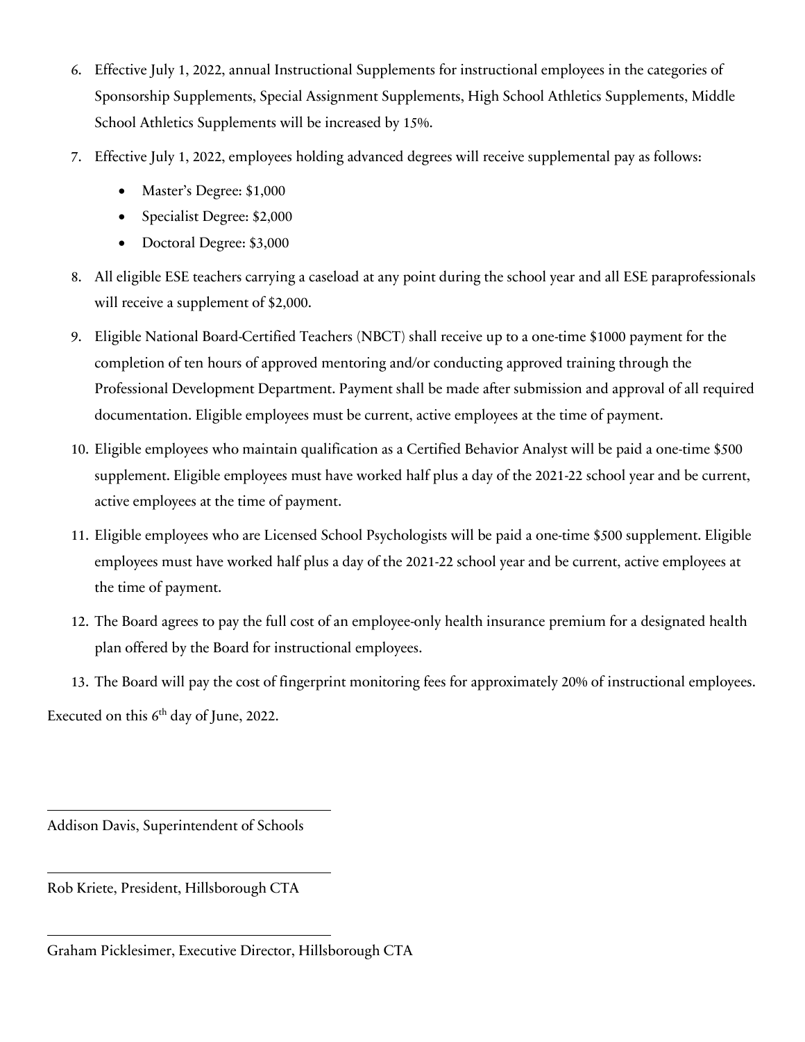6. Effective July 1, 2022, annual Instructional Supplements for instructional employees in the categories of Sponsorship Supplements, Special Assignment Supplements, High School Athletics Supplements, Middle School Athletics Supplements will be increased by 15%.
7. Effective July 1, 2022, employees holding advanced degrees will receive supplemental pay as follows:
   - Master's Degree: $1,000
   - Specialist Degree: $2,000
   - Doctoral Degree: $3,000
8. All eligible ESE teachers carrying a caseload at any point during the school year and all ESE paraprofessionals will receive a supplement of $2,000.
9. Eligible National Board-Certified Teachers (NBCT) shall receive up to a one-time $1000 payment for the completion of ten hours of approved mentoring and/or conducting approved training through the Professional Development Department. Payment shall be made after submission and approval of all required documentation. Eligible employees must be current, active employees at the time of payment.
10. Eligible employees who maintain qualification as a Certified Behavior Analyst will be paid a one-time $500 supplement. Eligible employees must have worked half plus a day of the 2021-22 school year and be current, active employees at the time of payment.
11. Eligible employees who are Licensed School Psychologists will be paid a one-time $500 supplement. Eligible employees must have worked half plus a day of the 2021-22 school year and be current, active employees at the time of payment.
12. The Board agrees to pay the full cost of an employee-only health insurance premium for a designated health plan offered by the Board for instructional employees.
13. The Board will pay the cost of fingerprint monitoring fees for approximately 20% of instructional employees.

Executed on this 6th day of June, 2022.

\_\_\_\_\_\_\_\_\_\_\_\_\_\_\_\_\_\_\_\_\_\_\_\_\_\_\_\_\_\_\_\_\_\_\_\_

Addison Davis, Superintendent of Schools

\_\_\_\_\_\_\_\_\_\_\_\_\_\_\_\_\_\_\_\_\_\_\_\_\_\_\_\_\_\_\_\_\_\_\_\_

Rob Kriete, President, Hillsborough CTA

\_\_\_\_\_\_\_\_\_\_\_\_\_\_\_\_\_\_\_\_\_\_\_\_\_\_\_\_\_\_\_\_\_\_\_\_

Graham Picklesimer, Executive Director, Hillsborough CTA